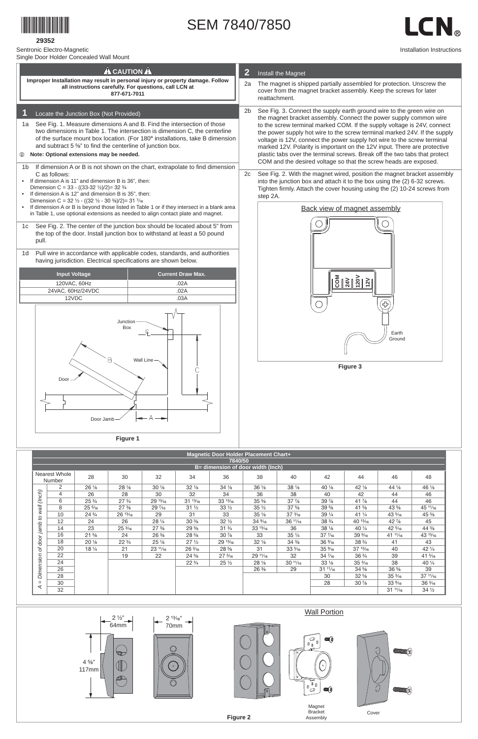**29352**

# SEM 7840/7850

Sentronic Electro-Magnetic
Single Door Holder Concealed Wall Mount

LCN

Installation Instructions

## ⚠ CAUTION ⚠

**Improper Installation may result in personal injury or property damage. Follow all instructions carefully. For questions, call LCN at 877-671-7011**

## 1 Locate the Junction Box (Not Provided)

1a See Fig. 1. Measure dimensions A and B. Find the intersection of those two dimensions in Table 1. The intersection is dimension C, the centerline of the surface mount box location. (For 180° installations, take B dimension and subtract 5 5/8" to find the centerline of junction box.

ⓘ **Note: Optional extensions may be needed.**

1b If dimension A or B is not shown on the chart, extrapolate to find dimension C as follows:

- If dimension A is 11" and dimension B is 36", then: Dimension C = 33 - ((33-32 1/2)/2)= 32 3/4
- If dimension A is 12" and dimension B is 35", then: Dimension C = 32 1/2 - ((32 1/2 - 30 3/8)/2)= 31 7/16
- If dimension A or B is beyond those listed in Table 1 or if they intersect in a blank area in Table 1, use optional extensions as needed to align contact plate and magnet.

1c See Fig. 2. The center of the junction box should be located about 5" from the top of the door. Install junction box to withstand at least a 50 pound pull.

1d Pull wire in accordance with applicable codes, standards, and authorities having jurisdiction. Electrical specifications are shown below.

| Input Voltage | Current Draw Max. |
|---|---|
| 120VAC, 60Hz | .02A |
| 24VAC, 60Hz/24VDC | .02A |
| 12VDC | .03A |

Figure 1

## 2 Install the Magnet

2a The magnet is shipped partially assembled for protection. Unscrew the cover from the magnet bracket assembly. Keep the screws for later reattachment.

2b See Fig. 3. Connect the supply earth ground wire to the green wire on the magnet bracket assembly. Connect the power supply common wire to the screw terminal marked COM. If the supply voltage is 24V, connect the power supply hot wire to the screw terminal marked 24V. If the supply voltage is 12V, connect the power supply hot wire to the screw terminal marked 12V. Polarity is important on the 12V input. There are protective plastic tabs over the terminal screws. Break off the two tabs that protect COM and the desired voltage so that the screw heads are exposed.

2c See Fig. 2. With the magnet wired, position the magnet bracket assembly into the junction box and attach it to the box using the (2) 6-32 screws. Tighten firmly. Attach the cover housing using the (2) 10-24 screws from step 2A.

Back view of magnet assembly

Figure 3

**Magnetic Door Holder Placement Chart+**
**7840/50**
**B= dimension of door width (Inch)**

| A = Dimension of door jamb to wall (Inch) — Nearest Whole Number | 28 | 30 | 32 | 34 | 36 | 38 | 40 | 42 | 44 | 46 | 48 |
|---|---|---|---|---|---|---|---|---|---|---|---|
| 2 | 26 1/8 | 28 1/8 | 30 1/8 | 32 1/8 | 34 1/8 | 36 1/8 | 38 1/8 | 40 1/8 | 42 1/8 | 44 1/8 | 46 1/8 |
| 4 | 26 | 28 | 30 | 32 | 34 | 36 | 38 | 40 | 42 | 44 | 46 |
| 6 | 25 3/4 | 27 3/4 | 29 13/16 | 31 13/16 | 33 13/16 | 35 5/8 | 37 7/8 | 39 7/8 | 41 7/8 | 44 | 46 |
| 8 | 25 5/16 | 27 3/8 | 29 7/16 | 31 1/2 | 33 1/2 | 35 1/2 | 37 5/8 | 39 5/8 | 41 5/8 | 43 5/8 | 45 11/16 |
| 10 | 24 3/4 | 26 13/16 | 29 | 31 | 33 | 35 1/8 | 37 3/16 | 39 1/4 | 41 1/4 | 43 5/16 | 45 3/8 |
| 12 | 24 | 26 | 28 1/4 | 30 3/8 | 32 1/2 | 34 9/16 | 36 11/16 | 38 3/4 | 40 13/16 | 42 7/8 | 45 |
| 14 | 23 | 25 3/16 | 27 3/8 | 29 5/8 | 31 3/4 | 33 15/16 | 36 | 38 1/8 | 40 1/4 | 42 5/16 | 44 3/8 |
| 16 | 21 5/8 | 24 | 26 3/8 | 28 5/8 | 30 7/8 | 33 | 35 1/4 | 37 7/16 | 39 9/16 | 41 11/16 | 43 13/16 |
| 18 | 20 1/8 | 22 3/4 | 25 1/8 | 27 1/2 | 29 13/16 | 32 1/8 | 34 3/8 | 36 9/16 | 38 3/4 | 41 | 43 |
| 20 | 18 1/4 | 21 | 23 11/16 | 26 3/16 | 28 5/8 | 31 | 33 5/16 | 35 9/16 | 37 13/16 | 40 | 42 1/4 |
| 22 | | 19 | 22 | 24 5/8 | 27 3/16 | 29 11/16 | 32 | 34 7/16 | 36 3/4 | 39 | 41 5/16 |
| 24 | | | | 22 3/4 | 25 1/2 | 28 1/8 | 30 11/16 | 33 1/8 | 35 3/16 | 38 | 40 1/4 |
| 26 | | | | | | 26 3/8 | 29 | 31 11/16 | 34 5/8 | 36 5/8 | 39 |
| 28 | | | | | | | | 30 | 32 5/8 | 35 3/16 | 37 11/16 |
| 30 | | | | | | | | 28 | 30 7/8 | 33 9/16 | 36 3/16 |
| 32 | | | | | | | | | | 31 11/16 | 34 1/2 |

Wall Portion

Figure 2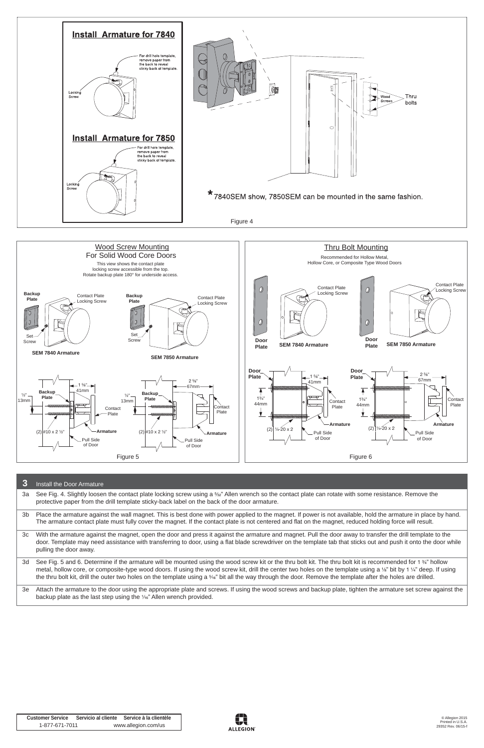**Install Armature for 7840**

For drill hole template, remove paper from the back to reveal sticky back of template.

Locking Screw

**Install Armature for 7850**

For drill hole template, remove paper from the back to reveal sticky back of template.

Locking Screw

Wood Screws

Thru bolts

*7840SEM show, 7850SEM can be mounted in the same fashion.

Figure 4

Wood Screw Mounting
For Solid Wood Core Doors

This view shows the contact plate locking screw accessible from the top. Rotate backup plate 180° for underside access.

**Backup Plate**

Contact Plate Locking Screw

Set Screw

**SEM 7840 Armature**

**SEM 7850 Armature**

½" 13mm

1 ⅝" 41mm

2 ⅝" 67mm

Contact Plate

(2) #10 x 2 ½"

**Armature**

Pull Side of Door

Figure 5

Thru Bolt Mounting

Recommended for Hollow Metal, Hollow Core, or Composite Type Wood Doors

Contact Plate Locking Screw

**Door Plate**

**SEM 7840 Armature**

**SEM 7850 Armature**

1 ⅝" 41mm

2 ⅝" 67mm

1¾" 44mm

Contact Plate

(2) ¼-20 x 2

**Armature**

Pull Side of Door

Figure 6

## 3 Install the Door Armature

| | |
|---|---|
| 3a | See Fig. 4. Slightly loosen the contact plate locking screw using a 5/32" Allen wrench so the contact plate can rotate with some resistance. Remove the protective paper from the drill template sticky-back label on the back of the door armature. |
| 3b | Place the armature against the wall magnet. This is best done with power applied to the magnet. If power is not available, hold the armature in place by hand. The armature contact plate must fully cover the magnet. If the contact plate is not centered and flat on the magnet, reduced holding force will result. |
| 3c | With the armature against the magnet, open the door and press it against the armature and magnet. Pull the door away to transfer the drill template to the door. Template may need assistance with transferring to door, using a flat blade screwdriver on the template tab that sticks out and push it onto the door while pulling the door away. |
| 3d | See Fig. 5 and 6. Determine if the armature will be mounted using the wood screw kit or the thru bolt kit. The thru bolt kit is recommended for 1 ¾" hollow metal, hollow core, or composite-type wood doors. If using the wood screw kit, drill the center two holes on the template using a ⅛" bit by 1 ¼" deep. If using the thru bolt kit, drill the outer two holes on the template using a 5/16" bit all the way through the door. Remove the template after the holes are drilled. |
| 3e | Attach the armature to the door using the appropriate plate and screws. If using the wood screws and backup plate, tighten the armature set screw against the backup plate as the last step using the 1/16" Allen wrench provided. |

| Customer Service | Servicio al cliente | Service à la clientèle |
|---|---|---|
| 1-877-671-7011 | | www.allegion.com/us |

ALLEGION

© Allegion 2015
Printed in U.S.A.
29352 Rev. 06/15-f